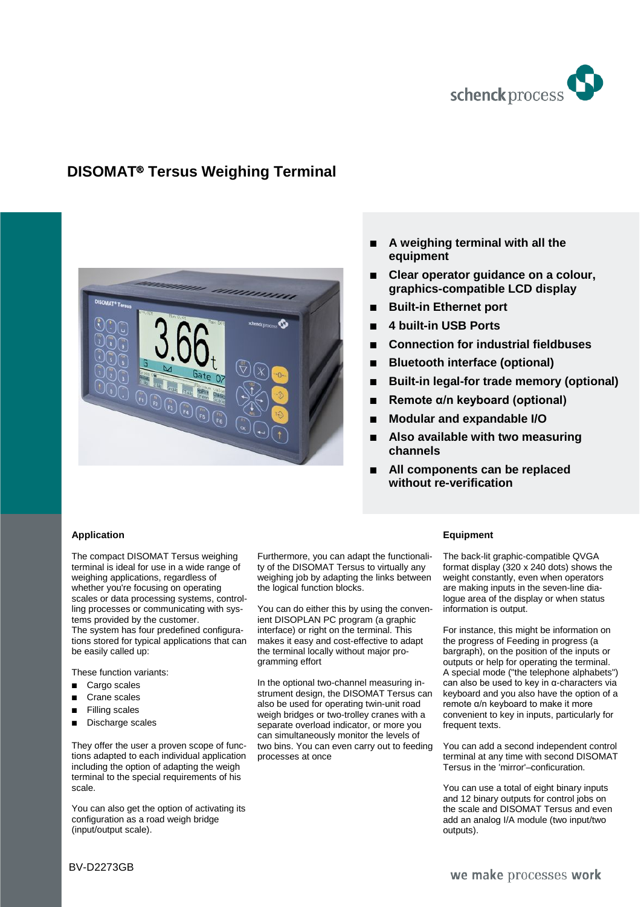# DISOMAT® Tersus Weighing Terminal

- **A weighing terminal with all the equipment**
- **Clear operator guidance on a colour, graphics-compatible LCD display**
- **Built-in Ethernet port**
- **4 built-in USB Ports**
- **Connection for industrial fieldbuses**
- **Bluetooth interface (optional)**
- **Built-in legal-for trade memory (optional)**
- **Remote α/n keyboard (optional)**
- **Modular and expandable I/O**
- **Also available with two measuring channels**
- **All components can be replaced without re-verification**

### Application

The compact DISOMAT Tersus weighing terminal is ideal for use in a wide range of weighing applications, regardless of whether you're focusing on operating scales or data processing systems, controlling processes or communicating with systems provided by the customer.
The system has four predefined configurations stored for typical applications that can be easily called up:

These function variants:

- Cargo scales
- Crane scales
- Filling scales
- Discharge scales

They offer the user a proven scope of functions adapted to each individual application including the option of adapting the weigh terminal to the special requirements of his scale.

You can also get the option of activating its configuration as a road weigh bridge (input/output scale).

Furthermore, you can adapt the functionality of the DISOMAT Tersus to virtually any weighing job by adapting the links between the logical function blocks.

You can do either this by using the convenient DISOPLAN PC program (a graphic interface) or right on the terminal. This makes it easy and cost-effective to adapt the terminal locally without major programming effort

In the optional two-channel measuring instrument design, the DISOMAT Tersus can also be used for operating twin-unit road weigh bridges or two-trolley cranes with a separate overload indicator, or more you can simultaneously monitor the levels of two bins. You can even carry out to feeding processes at once

### Equipment

The back-lit graphic-compatible QVGA format display (320 x 240 dots) shows the weight constantly, even when operators are making inputs in the seven-line dialogue area of the display or when status information is output.

For instance, this might be information on the progress of Feeding in progress (a bargraph), on the position of the inputs or outputs or help for operating the terminal. A special mode ("the telephone alphabets") can also be used to key in α-characters via keyboard and you also have the option of a remote α/n keyboard to make it more convenient to key in inputs, particularly for frequent texts.

You can add a second independent control terminal at any time with second DISOMAT Tersus in the 'mirror'–conficuration.

You can use a total of eight binary inputs and 12 binary outputs for control jobs on the scale and DISOMAT Tersus and even add an analog I/A module (two input/two outputs).

BV-D2273GB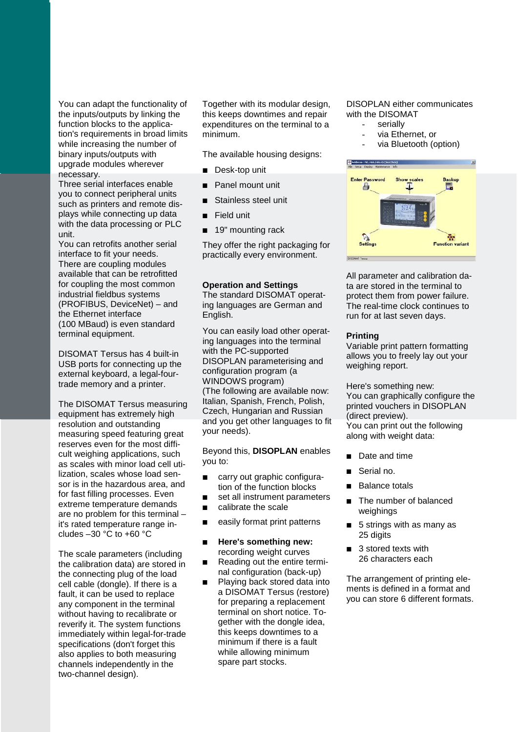You can adapt the functionality of the inputs/outputs by linking the function blocks to the application's requirements in broad limits while increasing the number of binary inputs/outputs with upgrade modules wherever necessary.
Three serial interfaces enable you to connect peripheral units such as printers and remote displays while connecting up data with the data processing or PLC unit.
You can retrofits another serial interface to fit your needs. There are coupling modules available that can be retrofitted for coupling the most common industrial fieldbus systems (PROFIBUS, DeviceNet) – and the Ethernet interface (100 MBaud) is even standard terminal equipment.

DISOMAT Tersus has 4 built-in USB ports for connecting up the external keyboard, a legal-four-trade memory and a printer.

The DISOMAT Tersus measuring equipment has extremely high resolution and outstanding measuring speed featuring great reserves even for the most difficult weighing applications, such as scales with minor load cell utilization, scales whose load sensor is in the hazardous area, and for fast filling processes. Even extreme temperature demands are no problem for this terminal – it's rated temperature range includes –30 °C to +60 °C

The scale parameters (including the calibration data) are stored in the connecting plug of the load cell cable (dongle). If there is a fault, it can be used to replace any component in the terminal without having to recalibrate or reverify it. The system functions immediately within legal-for-trade specifications (don't forget this also applies to both measuring channels independently in the two-channel design).

Together with its modular design, this keeps downtimes and repair expenditures on the terminal to a minimum.

The available housing designs:

- Desk-top unit
- Panel mount unit
- Stainless steel unit
- Field unit
- 19" mounting rack

They offer the right packaging for practically every environment.

**Operation and Settings**
The standard DISOMAT operating languages are German and English.

You can easily load other operating languages into the terminal with the PC-supported DISOPLAN parameterising and configuration program (a WINDOWS program)
(The following are available now: Italian, Spanish, French, Polish, Czech, Hungarian and Russian and you get other languages to fit your needs).

Beyond this, **DISOPLAN** enables you to:

- carry out graphic configuration of the function blocks
- set all instrument parameters
- calibrate the scale
- easily format print patterns
- **Here's something new:** recording weight curves
- Reading out the entire terminal configuration (back-up)
- Playing back stored data into a DISOMAT Tersus (restore) for preparing a replacement terminal on short notice. Together with the dongle idea, this keeps downtimes to a minimum if there is a fault while allowing minimum spare part stocks.

DISOPLAN either communicates with the DISOMAT
- serially
- via Ethernet, or
- via Bluetooth (option)

All parameter and calibration data are stored in the terminal to protect them from power failure. The real-time clock continues to run for at last seven days.

**Printing**
Variable print pattern formatting allows you to freely lay out your weighing report.

Here's something new:
You can graphically configure the printed vouchers in DISOPLAN (direct preview).
You can print out the following along with weight data:

- Date and time
- Serial no.
- Balance totals
- The number of balanced weighings
- 5 strings with as many as 25 digits
- 3 stored texts with 26 characters each

The arrangement of printing elements is defined in a format and you can store 6 different formats.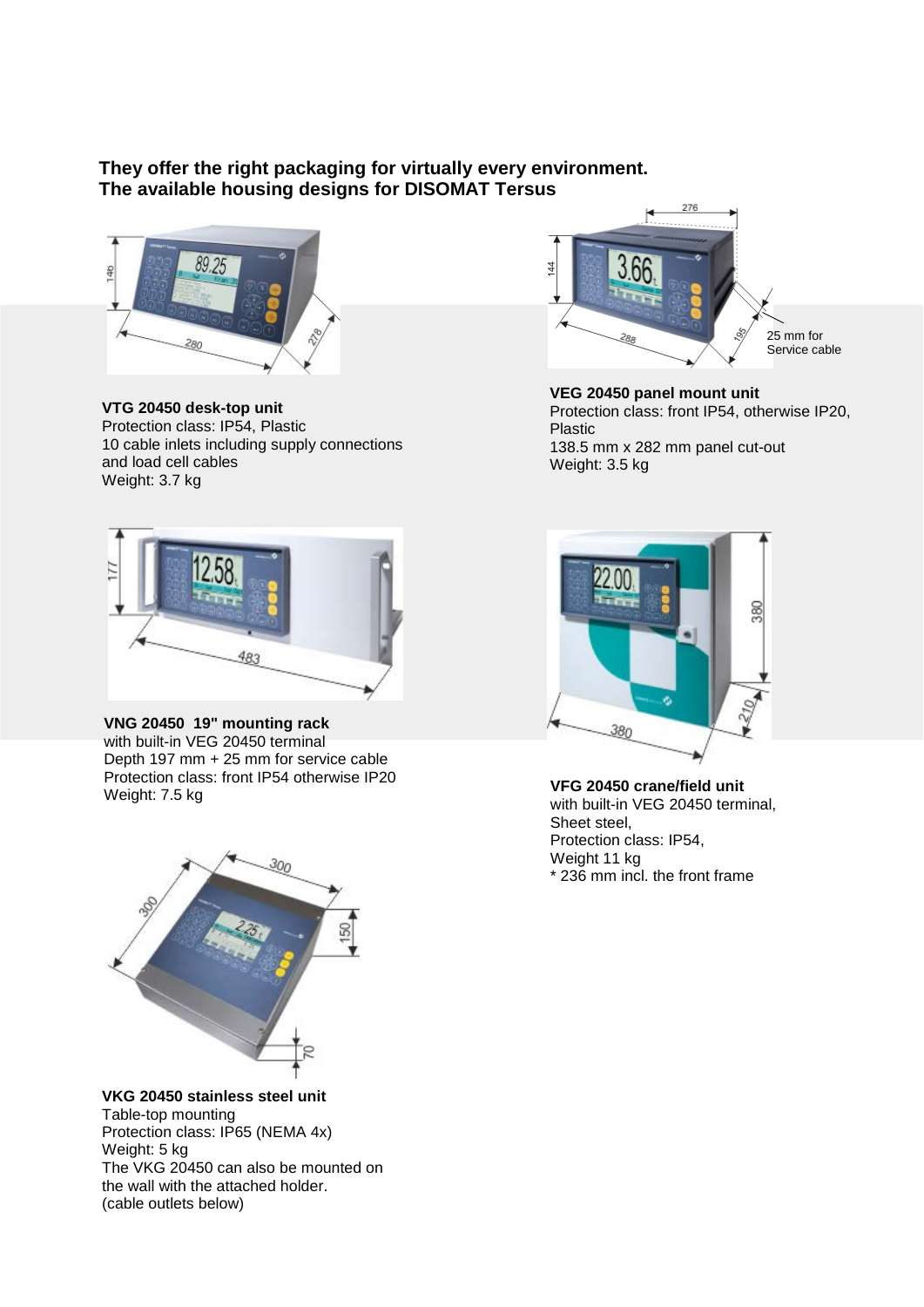**They offer the right packaging for virtually every environment.**
**The available housing designs for DISOMAT Tersus**

**VTG 20450 desk-top unit**
Protection class: IP54, Plastic
10 cable inlets including supply connections and load cell cables
Weight: 3.7 kg

**VEG 20450 panel mount unit**
Protection class: front IP54, otherwise IP20, Plastic
138.5 mm x 282 mm panel cut-out
Weight: 3.5 kg

25 mm for Service cable

**VNG 20450 19" mounting rack**
with built-in VEG 20450 terminal
Depth 197 mm + 25 mm for service cable
Protection class: front IP54 otherwise IP20
Weight: 7.5 kg

**VFG 20450 crane/field unit**
with built-in VEG 20450 terminal,
Sheet steel,
Protection class: IP54,
Weight 11 kg
* 236 mm incl. the front frame

**VKG 20450 stainless steel unit**
Table-top mounting
Protection class: IP65 (NEMA 4x)
Weight: 5 kg
The VKG 20450 can also be mounted on the wall with the attached holder.
(cable outlets below)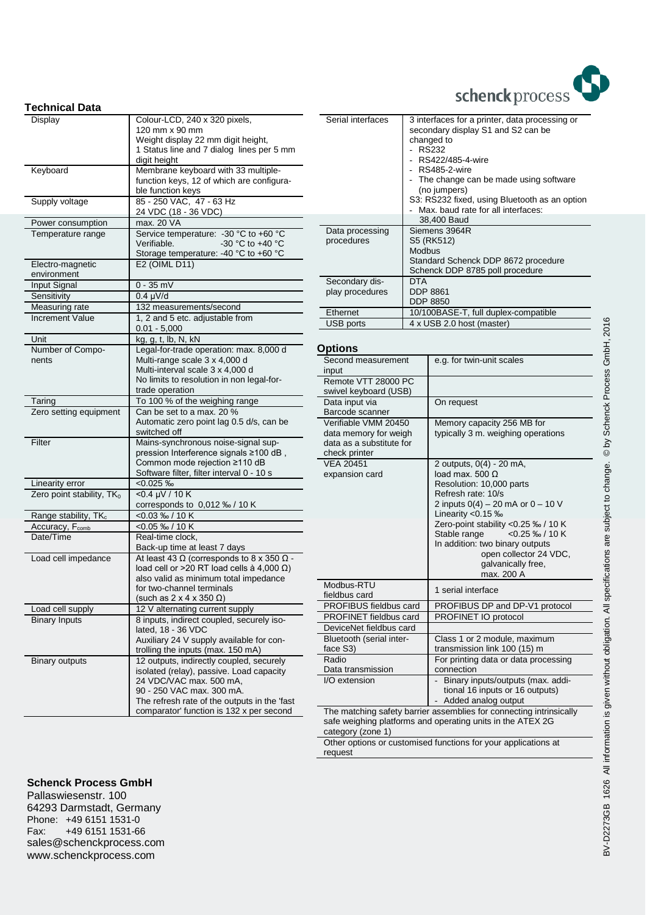## Technical Data

| | |
|---|---|
| Display | Colour-LCD, 240 x 320 pixels, 120 mm x 90 mm. Weight display 22 mm digit height, 1 Status line and 7 dialog lines per 5 mm digit height |
| Keyboard | Membrane keyboard with 33 multiple-function keys, 12 of which are configurable function keys |
| Supply voltage | 85 - 250 VAC, 47 - 63 Hz<br>24 VDC (18 - 36 VDC) |
| Power consumption | max. 20 VA |
| Temperature range | Service temperature: -30 °C to +60 °C<br>Verifiable. -30 °C to +40 °C<br>Storage temperature: -40 °C to +60 °C |
| Electro-magnetic environment | E2 (OIML D11) |
| Input Signal | 0 - 35 mV |
| Sensitivity | 0.4 µV/d |
| Measuring rate | 132 measurements/second |
| Increment Value | 1, 2 and 5 etc. adjustable from 0.01 - 5,000 |
| Unit | kg, g, t, lb, N, kN |
| Number of Components | Legal-for-trade operation: max. 8,000 d<br>Multi-range scale 3 x 4,000 d<br>Multi-interval scale 3 x 4,000 d<br>No limits to resolution in non legal-for-trade operation |
| Taring | To 100 % of the weighing range |
| Zero setting equipment | Can be set to a max. 20 %<br>Automatic zero point lag 0.5 d/s, can be switched off |
| Filter | Mains-synchronous noise-signal suppression Interference signals ≥100 dB ,<br>Common mode rejection ≥110 dB<br>Software filter, filter interval 0 - 10 s |
| Linearity error | <0.025 ‰ |
| Zero point stability, $TK_0$ | <0.4 µV / 10 K<br>corresponds to 0,012 ‰ / 10 K |
| Range stability, $TK_c$ | <0.03 ‰ / 10 K |
| Accuracy, $F_{comb}$ | <0.05 ‰ / 10 K |
| Date/Time | Real-time clock,<br>Back-up time at least 7 days |
| Load cell impedance | At least 43 Ω (corresponds to 8 x 350 Ω - load cell or >20 RT load cells à 4,000 Ω) also valid as minimum total impedance for two-channel terminals (such as 2 x 4 x 350 Ω) |
| Load cell supply | 12 V alternating current supply |
| Binary Inputs | 8 inputs, indirect coupled, securely isolated, 18 - 36 VDC<br>Auxiliary 24 V supply available for controlling the inputs (max. 150 mA) |
| Binary outputs | 12 outputs, indirectly coupled, securely isolated (relay), passive. Load capacity 24 VDC/VAC max. 500 mA,<br>90 - 250 VAC max. 300 mA.<br>The refresh rate of the outputs in the 'fast comparator' function is 132 x per second |
| Serial interfaces | 3 interfaces for a printer, data processing or secondary display S1 and S2 can be changed to<br>- RS232<br>- RS422/485-4-wire<br>- RS485-2-wire<br>- The change can be made using software (no jumpers)<br>S3: RS232 fixed, using Bluetooth as an option<br>- Max. baud rate for all interfaces: 38,400 Baud |
| Data processing procedures | Siemens 3964R<br>S5 (RK512)<br>Modbus<br>Standard Schenck DDP 8672 procedure<br>Schenck DDP 8785 poll procedure |
| Secondary display procedures | DTA<br>DDP 8861<br>DDP 8850 |
| Ethernet | 10/100BASE-T, full duplex-compatible |
| USB ports | 4 x USB 2.0 host (master) |

## Options

| | |
|---|---|
| Second measurement input | e.g. for twin-unit scales |
| Remote VTT 28000 PC swivel keyboard (USB) | |
| Data input via Barcode scanner | On request |
| Verifiable VMM 20450 data memory for weigh data as a substitute for check printer | Memory capacity 256 MB for typically 3 m. weighing operations |
| VEA 20451 expansion card | 2 outputs, 0(4) - 20 mA, load max. 500 Ω<br>Resolution: 10,000 parts<br>Refresh rate: 10/s<br>2 inputs 0(4) – 20 mA or 0 – 10 V<br>Linearity <0.15 ‰<br>Zero-point stability <0.25 ‰ / 10 K<br>Stable range <0.25 ‰ / 10 K<br>In addition: two binary outputs open collector 24 VDC, galvanically free, max. 200 A |
| Modbus-RTU fieldbus card | 1 serial interface |
| PROFIBUS fieldbus card | PROFIBUS DP and DP-V1 protocol |
| PROFINET fieldbus card | PROFINET IO protocol |
| DeviceNet fieldbus card | |
| Bluetooth (serial interface S3) | Class 1 or 2 module, maximum transmission link 100 (15) m |
| Radio Data transmission | For printing data or data processing connection |
| I/O extension | - Binary inputs/outputs (max. additional 16 inputs or 16 outputs)<br>- Added analog output |

The matching safety barrier assemblies for connecting intrinsically safe weighing platforms and operating units in the ATEX 2G category (zone 1)

Other options or customised functions for your applications at request

**Schenck Process GmbH**
Pallaswiesenstr. 100
64293 Darmstadt, Germany
Phone: +49 6151 1531-0
Fax: +49 6151 1531-66
sales@schenckprocess.com
www.schenckprocess.com

BV-D2273GB 1626 All information is given without obligation. All specifications are subject to change. © by Schenck Process GmbH, 2016